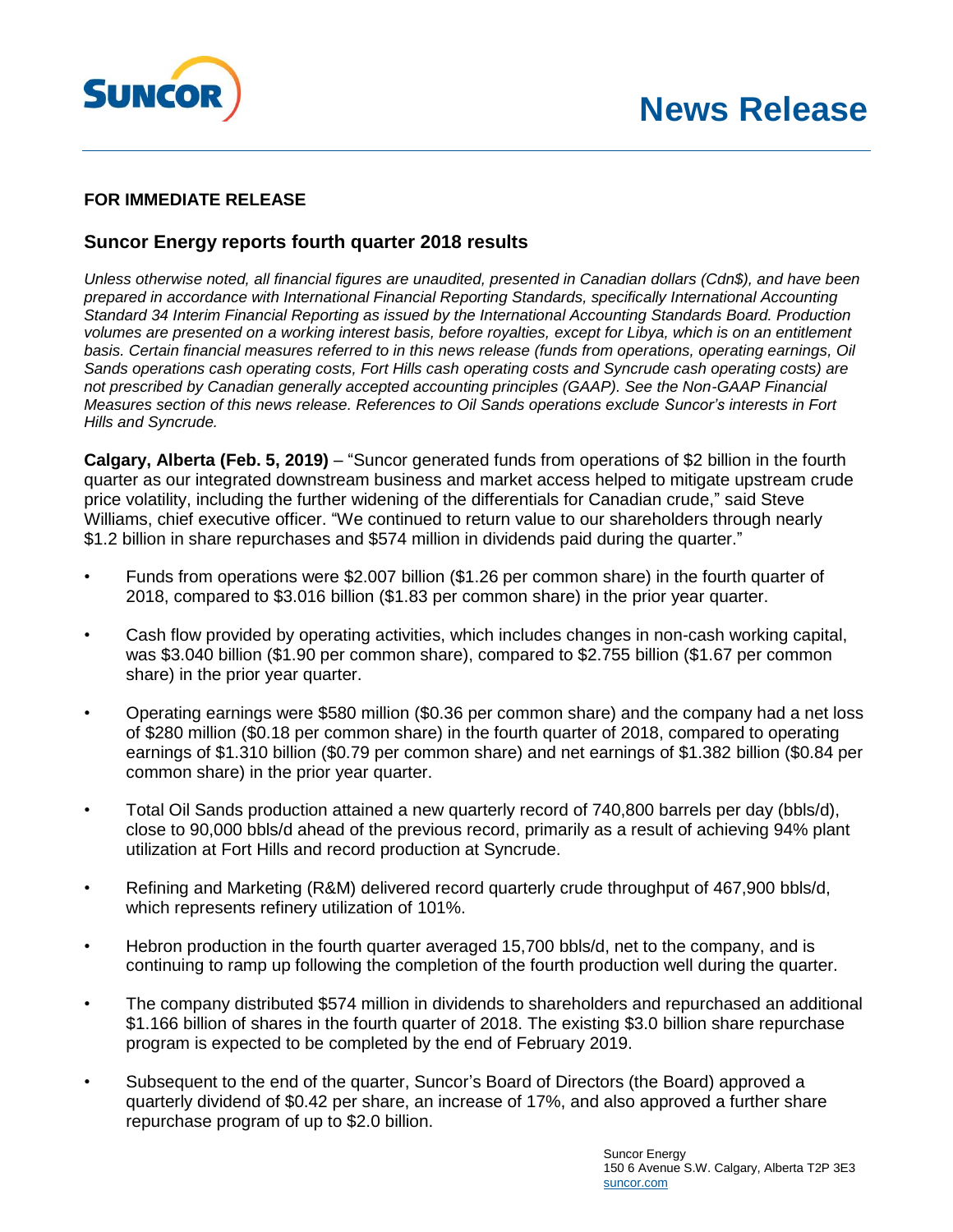**SUNCOR**

# News Release

**FOR IMMEDIATE RELEASE**

## Suncor Energy reports fourth quarter 2018 results

*Unless otherwise noted, all financial figures are unaudited, presented in Canadian dollars (Cdn$), and have been prepared in accordance with International Financial Reporting Standards, specifically International Accounting Standard 34 Interim Financial Reporting as issued by the International Accounting Standards Board. Production volumes are presented on a working interest basis, before royalties, except for Libya, which is on an entitlement basis. Certain financial measures referred to in this news release (funds from operations, operating earnings, Oil Sands operations cash operating costs, Fort Hills cash operating costs and Syncrude cash operating costs) are not prescribed by Canadian generally accepted accounting principles (GAAP). See the Non-GAAP Financial Measures section of this news release. References to Oil Sands operations exclude Suncor's interests in Fort Hills and Syncrude.*

**Calgary, Alberta (Feb. 5, 2019)** – "Suncor generated funds from operations of $2 billion in the fourth quarter as our integrated downstream business and market access helped to mitigate upstream crude price volatility, including the further widening of the differentials for Canadian crude," said Steve Williams, chief executive officer. "We continued to return value to our shareholders through nearly $1.2 billion in share repurchases and $574 million in dividends paid during the quarter."

- Funds from operations were $2.007 billion ($1.26 per common share) in the fourth quarter of 2018, compared to $3.016 billion ($1.83 per common share) in the prior year quarter.
- Cash flow provided by operating activities, which includes changes in non-cash working capital, was $3.040 billion ($1.90 per common share), compared to $2.755 billion ($1.67 per common share) in the prior year quarter.
- Operating earnings were $580 million ($0.36 per common share) and the company had a net loss of $280 million ($0.18 per common share) in the fourth quarter of 2018, compared to operating earnings of $1.310 billion ($0.79 per common share) and net earnings of $1.382 billion ($0.84 per common share) in the prior year quarter.
- Total Oil Sands production attained a new quarterly record of 740,800 barrels per day (bbls/d), close to 90,000 bbls/d ahead of the previous record, primarily as a result of achieving 94% plant utilization at Fort Hills and record production at Syncrude.
- Refining and Marketing (R&M) delivered record quarterly crude throughput of 467,900 bbls/d, which represents refinery utilization of 101%.
- Hebron production in the fourth quarter averaged 15,700 bbls/d, net to the company, and is continuing to ramp up following the completion of the fourth production well during the quarter.
- The company distributed $574 million in dividends to shareholders and repurchased an additional $1.166 billion of shares in the fourth quarter of 2018. The existing $3.0 billion share repurchase program is expected to be completed by the end of February 2019.
- Subsequent to the end of the quarter, Suncor's Board of Directors (the Board) approved a quarterly dividend of $0.42 per share, an increase of 17%, and also approved a further share repurchase program of up to $2.0 billion.

Suncor Energy
150 6 Avenue S.W. Calgary, Alberta T2P 3E3
suncor.com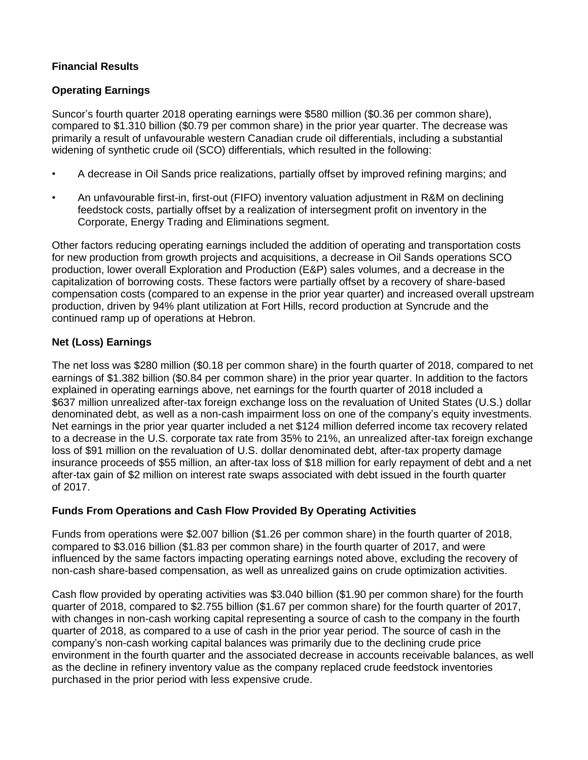## Financial Results

### Operating Earnings

Suncor's fourth quarter 2018 operating earnings were $580 million ($0.36 per common share), compared to $1.310 billion ($0.79 per common share) in the prior year quarter. The decrease was primarily a result of unfavourable western Canadian crude oil differentials, including a substantial widening of synthetic crude oil (SCO) differentials, which resulted in the following:

- A decrease in Oil Sands price realizations, partially offset by improved refining margins; and
- An unfavourable first-in, first-out (FIFO) inventory valuation adjustment in R&M on declining feedstock costs, partially offset by a realization of intersegment profit on inventory in the Corporate, Energy Trading and Eliminations segment.

Other factors reducing operating earnings included the addition of operating and transportation costs for new production from growth projects and acquisitions, a decrease in Oil Sands operations SCO production, lower overall Exploration and Production (E&P) sales volumes, and a decrease in the capitalization of borrowing costs. These factors were partially offset by a recovery of share-based compensation costs (compared to an expense in the prior year quarter) and increased overall upstream production, driven by 94% plant utilization at Fort Hills, record production at Syncrude and the continued ramp up of operations at Hebron.

### Net (Loss) Earnings

The net loss was $280 million ($0.18 per common share) in the fourth quarter of 2018, compared to net earnings of $1.382 billion ($0.84 per common share) in the prior year quarter. In addition to the factors explained in operating earnings above, net earnings for the fourth quarter of 2018 included a $637 million unrealized after-tax foreign exchange loss on the revaluation of United States (U.S.) dollar denominated debt, as well as a non-cash impairment loss on one of the company's equity investments. Net earnings in the prior year quarter included a net $124 million deferred income tax recovery related to a decrease in the U.S. corporate tax rate from 35% to 21%, an unrealized after-tax foreign exchange loss of $91 million on the revaluation of U.S. dollar denominated debt, after-tax property damage insurance proceeds of $55 million, an after-tax loss of $18 million for early repayment of debt and a net after-tax gain of $2 million on interest rate swaps associated with debt issued in the fourth quarter of 2017.

### Funds From Operations and Cash Flow Provided By Operating Activities

Funds from operations were $2.007 billion ($1.26 per common share) in the fourth quarter of 2018, compared to $3.016 billion ($1.83 per common share) in the fourth quarter of 2017, and were influenced by the same factors impacting operating earnings noted above, excluding the recovery of non-cash share-based compensation, as well as unrealized gains on crude optimization activities.

Cash flow provided by operating activities was $3.040 billion ($1.90 per common share) for the fourth quarter of 2018, compared to $2.755 billion ($1.67 per common share) for the fourth quarter of 2017, with changes in non-cash working capital representing a source of cash to the company in the fourth quarter of 2018, as compared to a use of cash in the prior year period. The source of cash in the company's non-cash working capital balances was primarily due to the declining crude price environment in the fourth quarter and the associated decrease in accounts receivable balances, as well as the decline in refinery inventory value as the company replaced crude feedstock inventories purchased in the prior period with less expensive crude.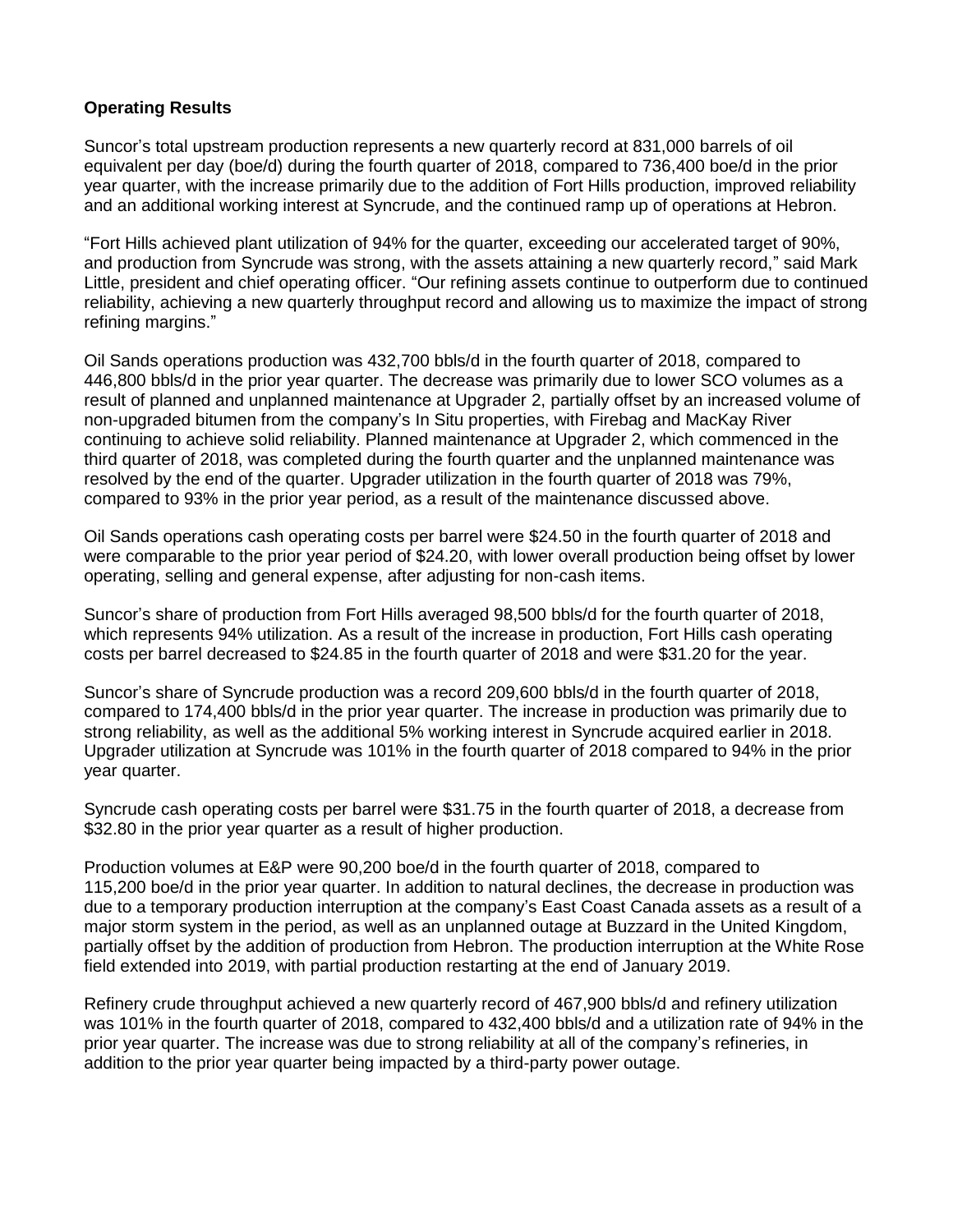**Operating Results**

Suncor's total upstream production represents a new quarterly record at 831,000 barrels of oil equivalent per day (boe/d) during the fourth quarter of 2018, compared to 736,400 boe/d in the prior year quarter, with the increase primarily due to the addition of Fort Hills production, improved reliability and an additional working interest at Syncrude, and the continued ramp up of operations at Hebron.

"Fort Hills achieved plant utilization of 94% for the quarter, exceeding our accelerated target of 90%, and production from Syncrude was strong, with the assets attaining a new quarterly record," said Mark Little, president and chief operating officer. "Our refining assets continue to outperform due to continued reliability, achieving a new quarterly throughput record and allowing us to maximize the impact of strong refining margins."

Oil Sands operations production was 432,700 bbls/d in the fourth quarter of 2018, compared to 446,800 bbls/d in the prior year quarter. The decrease was primarily due to lower SCO volumes as a result of planned and unplanned maintenance at Upgrader 2, partially offset by an increased volume of non-upgraded bitumen from the company's In Situ properties, with Firebag and MacKay River continuing to achieve solid reliability. Planned maintenance at Upgrader 2, which commenced in the third quarter of 2018, was completed during the fourth quarter and the unplanned maintenance was resolved by the end of the quarter. Upgrader utilization in the fourth quarter of 2018 was 79%, compared to 93% in the prior year period, as a result of the maintenance discussed above.

Oil Sands operations cash operating costs per barrel were $24.50 in the fourth quarter of 2018 and were comparable to the prior year period of $24.20, with lower overall production being offset by lower operating, selling and general expense, after adjusting for non-cash items.

Suncor's share of production from Fort Hills averaged 98,500 bbls/d for the fourth quarter of 2018, which represents 94% utilization. As a result of the increase in production, Fort Hills cash operating costs per barrel decreased to $24.85 in the fourth quarter of 2018 and were $31.20 for the year.

Suncor's share of Syncrude production was a record 209,600 bbls/d in the fourth quarter of 2018, compared to 174,400 bbls/d in the prior year quarter. The increase in production was primarily due to strong reliability, as well as the additional 5% working interest in Syncrude acquired earlier in 2018. Upgrader utilization at Syncrude was 101% in the fourth quarter of 2018 compared to 94% in the prior year quarter.

Syncrude cash operating costs per barrel were $31.75 in the fourth quarter of 2018, a decrease from $32.80 in the prior year quarter as a result of higher production.

Production volumes at E&P were 90,200 boe/d in the fourth quarter of 2018, compared to 115,200 boe/d in the prior year quarter. In addition to natural declines, the decrease in production was due to a temporary production interruption at the company's East Coast Canada assets as a result of a major storm system in the period, as well as an unplanned outage at Buzzard in the United Kingdom, partially offset by the addition of production from Hebron. The production interruption at the White Rose field extended into 2019, with partial production restarting at the end of January 2019.

Refinery crude throughput achieved a new quarterly record of 467,900 bbls/d and refinery utilization was 101% in the fourth quarter of 2018, compared to 432,400 bbls/d and a utilization rate of 94% in the prior year quarter. The increase was due to strong reliability at all of the company's refineries, in addition to the prior year quarter being impacted by a third-party power outage.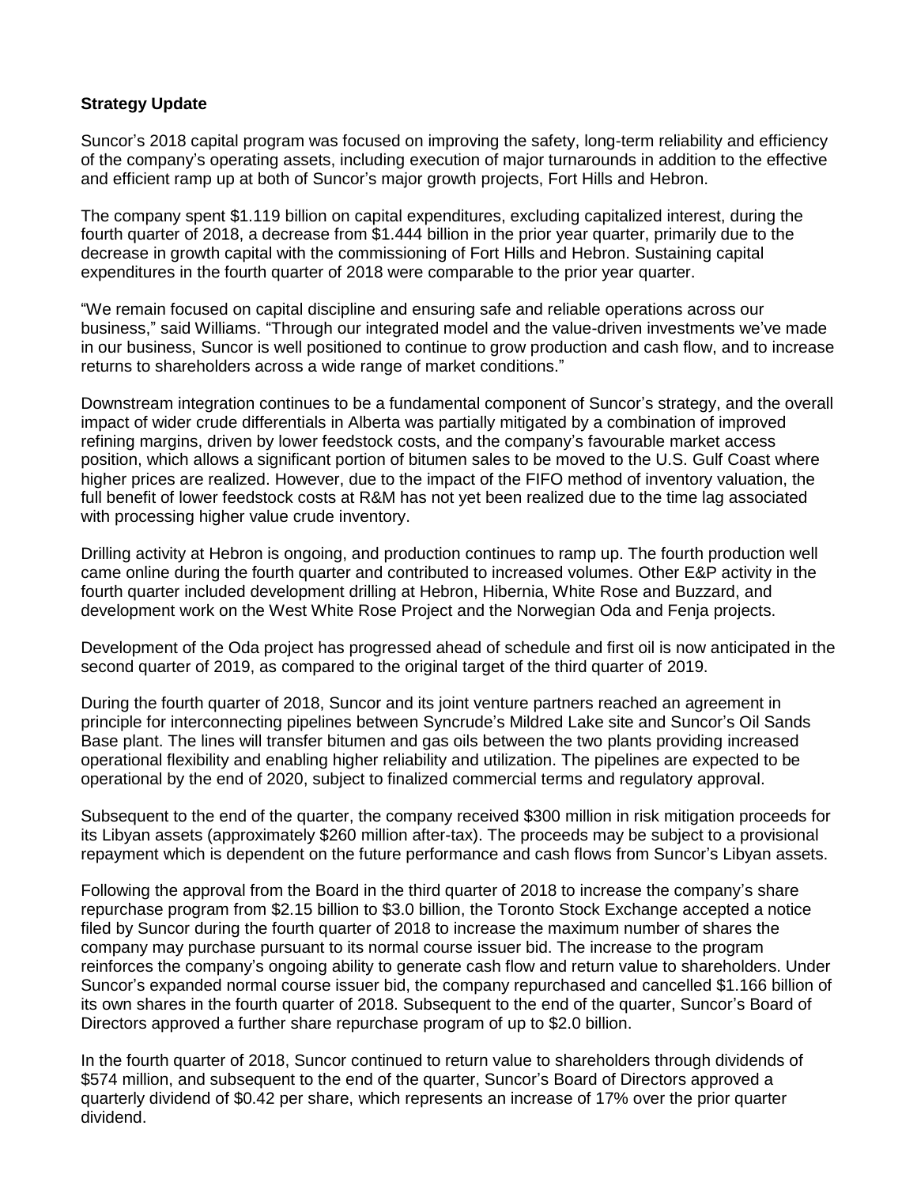**Strategy Update**

Suncor's 2018 capital program was focused on improving the safety, long-term reliability and efficiency of the company's operating assets, including execution of major turnarounds in addition to the effective and efficient ramp up at both of Suncor's major growth projects, Fort Hills and Hebron.

The company spent $1.119 billion on capital expenditures, excluding capitalized interest, during the fourth quarter of 2018, a decrease from $1.444 billion in the prior year quarter, primarily due to the decrease in growth capital with the commissioning of Fort Hills and Hebron. Sustaining capital expenditures in the fourth quarter of 2018 were comparable to the prior year quarter.

"We remain focused on capital discipline and ensuring safe and reliable operations across our business," said Williams. "Through our integrated model and the value-driven investments we've made in our business, Suncor is well positioned to continue to grow production and cash flow, and to increase returns to shareholders across a wide range of market conditions."

Downstream integration continues to be a fundamental component of Suncor's strategy, and the overall impact of wider crude differentials in Alberta was partially mitigated by a combination of improved refining margins, driven by lower feedstock costs, and the company's favourable market access position, which allows a significant portion of bitumen sales to be moved to the U.S. Gulf Coast where higher prices are realized. However, due to the impact of the FIFO method of inventory valuation, the full benefit of lower feedstock costs at R&M has not yet been realized due to the time lag associated with processing higher value crude inventory.

Drilling activity at Hebron is ongoing, and production continues to ramp up. The fourth production well came online during the fourth quarter and contributed to increased volumes. Other E&P activity in the fourth quarter included development drilling at Hebron, Hibernia, White Rose and Buzzard, and development work on the West White Rose Project and the Norwegian Oda and Fenja projects.

Development of the Oda project has progressed ahead of schedule and first oil is now anticipated in the second quarter of 2019, as compared to the original target of the third quarter of 2019.

During the fourth quarter of 2018, Suncor and its joint venture partners reached an agreement in principle for interconnecting pipelines between Syncrude's Mildred Lake site and Suncor's Oil Sands Base plant. The lines will transfer bitumen and gas oils between the two plants providing increased operational flexibility and enabling higher reliability and utilization. The pipelines are expected to be operational by the end of 2020, subject to finalized commercial terms and regulatory approval.

Subsequent to the end of the quarter, the company received $300 million in risk mitigation proceeds for its Libyan assets (approximately $260 million after-tax). The proceeds may be subject to a provisional repayment which is dependent on the future performance and cash flows from Suncor's Libyan assets.

Following the approval from the Board in the third quarter of 2018 to increase the company's share repurchase program from $2.15 billion to $3.0 billion, the Toronto Stock Exchange accepted a notice filed by Suncor during the fourth quarter of 2018 to increase the maximum number of shares the company may purchase pursuant to its normal course issuer bid. The increase to the program reinforces the company's ongoing ability to generate cash flow and return value to shareholders. Under Suncor's expanded normal course issuer bid, the company repurchased and cancelled $1.166 billion of its own shares in the fourth quarter of 2018. Subsequent to the end of the quarter, Suncor's Board of Directors approved a further share repurchase program of up to $2.0 billion.

In the fourth quarter of 2018, Suncor continued to return value to shareholders through dividends of $574 million, and subsequent to the end of the quarter, Suncor's Board of Directors approved a quarterly dividend of $0.42 per share, which represents an increase of 17% over the prior quarter dividend.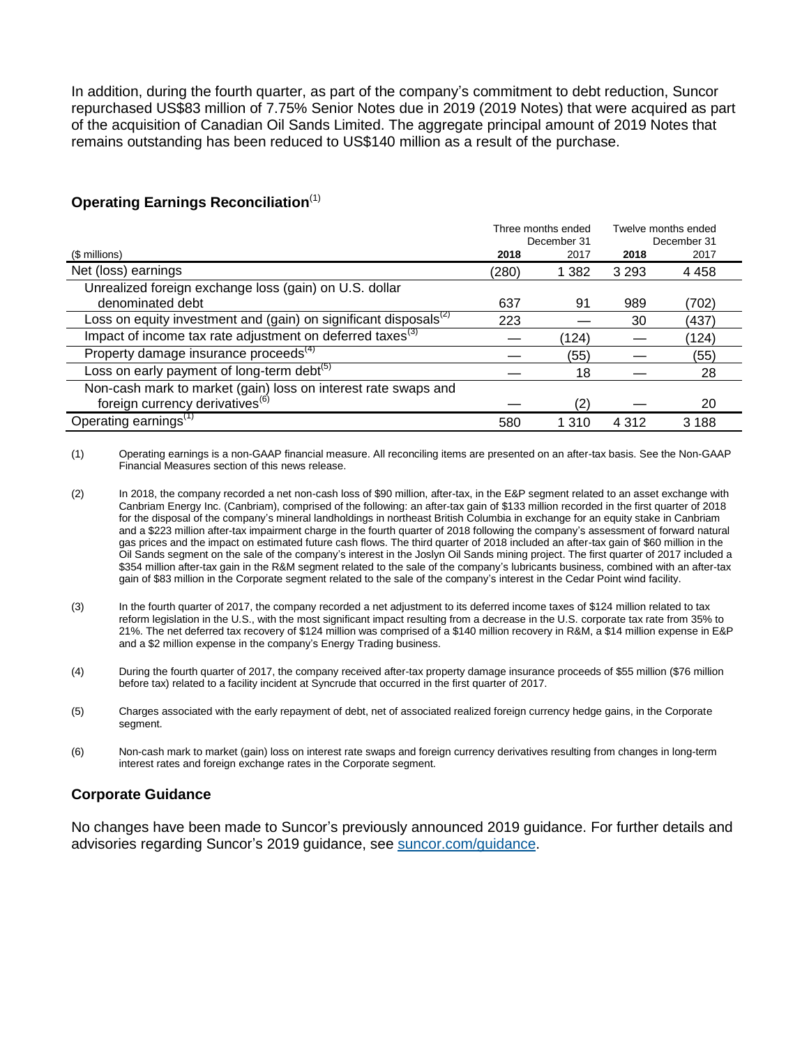In addition, during the fourth quarter, as part of the company's commitment to debt reduction, Suncor repurchased US$83 million of 7.75% Senior Notes due in 2019 (2019 Notes) that were acquired as part of the acquisition of Canadian Oil Sands Limited. The aggregate principal amount of 2019 Notes that remains outstanding has been reduced to US$140 million as a result of the purchase.

## Operating Earnings Reconciliation[1]

| ($ millions) | Three months ended December 31 2018 | 2017 | Twelve months ended December 31 2018 | 2017 |
|---|---|---|---|---|
| Net (loss) earnings | (280) | 1 382 | 3 293 | 4 458 |
| Unrealized foreign exchange loss (gain) on U.S. dollar denominated debt | 637 | 91 | 989 | (702) |
| Loss on equity investment and (gain) on significant disposals[2] | 223 | — | 30 | (437) |
| Impact of income tax rate adjustment on deferred taxes[3] | — | (124) | — | (124) |
| Property damage insurance proceeds[4] | — | (55) | — | (55) |
| Loss on early payment of long-term debt[5] | — | 18 | — | 28 |
| Non-cash mark to market (gain) loss on interest rate swaps and foreign currency derivatives[6] | — | (2) | — | 20 |
| Operating earnings[1] | 580 | 1 310 | 4 312 | 3 188 |

(1) Operating earnings is a non-GAAP financial measure. All reconciling items are presented on an after-tax basis. See the Non-GAAP Financial Measures section of this news release.

(2) In 2018, the company recorded a net non-cash loss of $90 million, after-tax, in the E&P segment related to an asset exchange with Canbriam Energy Inc. (Canbriam), comprised of the following: an after-tax gain of $133 million recorded in the first quarter of 2018 for the disposal of the company's mineral landholdings in northeast British Columbia in exchange for an equity stake in Canbriam and a $223 million after-tax impairment charge in the fourth quarter of 2018 following the company's assessment of forward natural gas prices and the impact on estimated future cash flows. The third quarter of 2018 included an after-tax gain of $60 million in the Oil Sands segment on the sale of the company's interest in the Joslyn Oil Sands mining project. The first quarter of 2017 included a $354 million after-tax gain in the R&M segment related to the sale of the company's lubricants business, combined with an after-tax gain of $83 million in the Corporate segment related to the sale of the company's interest in the Cedar Point wind facility.

(3) In the fourth quarter of 2017, the company recorded a net adjustment to its deferred income taxes of $124 million related to tax reform legislation in the U.S., with the most significant impact resulting from a decrease in the U.S. corporate tax rate from 35% to 21%. The net deferred tax recovery of $124 million was comprised of a $140 million recovery in R&M, a $14 million expense in E&P and a $2 million expense in the company's Energy Trading business.

(4) During the fourth quarter of 2017, the company received after-tax property damage insurance proceeds of $55 million ($76 million before tax) related to a facility incident at Syncrude that occurred in the first quarter of 2017.

(5) Charges associated with the early repayment of debt, net of associated realized foreign currency hedge gains, in the Corporate segment.

(6) Non-cash mark to market (gain) loss on interest rate swaps and foreign currency derivatives resulting from changes in long-term interest rates and foreign exchange rates in the Corporate segment.

## Corporate Guidance

No changes have been made to Suncor's previously announced 2019 guidance. For further details and advisories regarding Suncor's 2019 guidance, see suncor.com/guidance.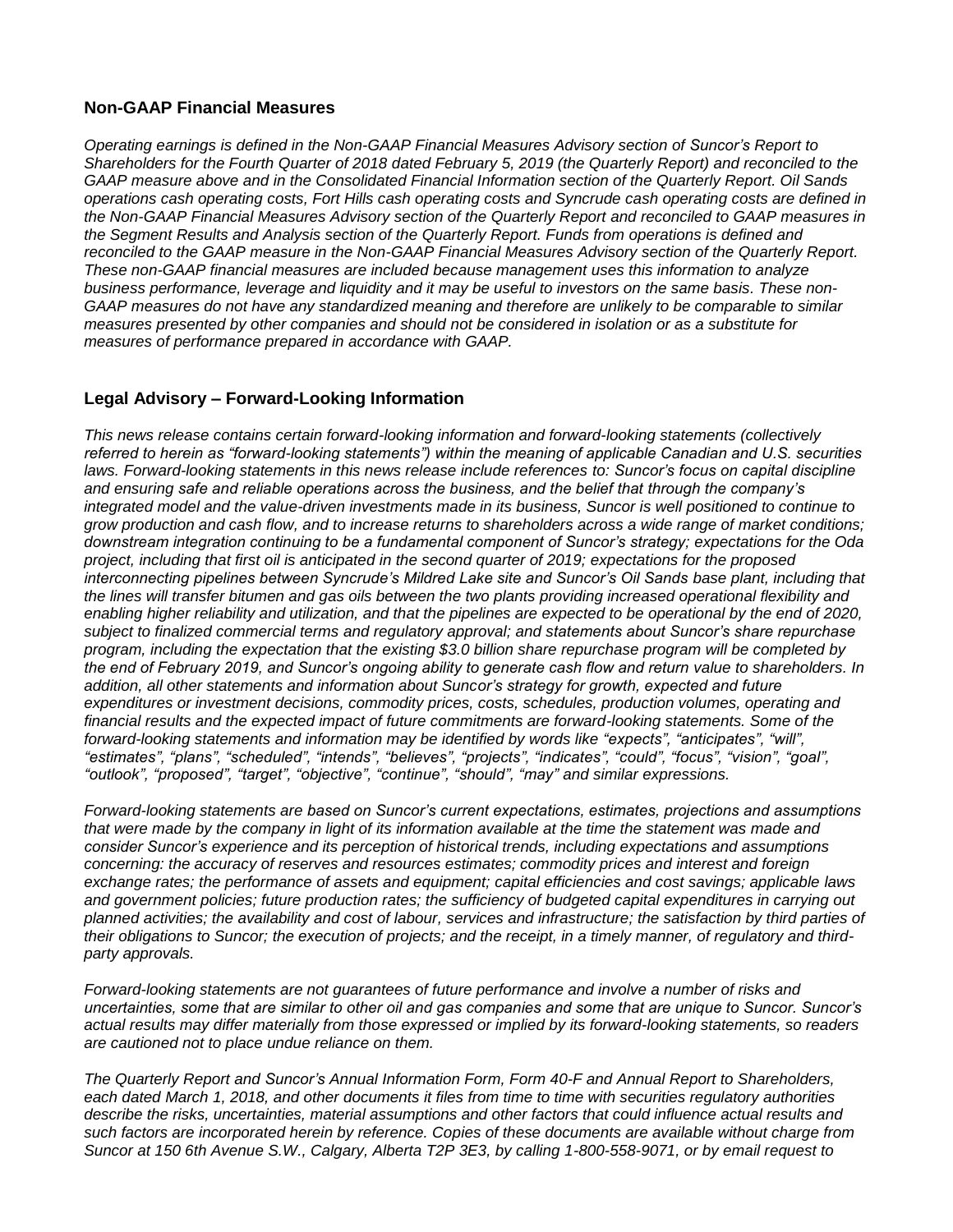## Non-GAAP Financial Measures

*Operating earnings is defined in the Non-GAAP Financial Measures Advisory section of Suncor's Report to Shareholders for the Fourth Quarter of 2018 dated February 5, 2019 (the Quarterly Report) and reconciled to the GAAP measure above and in the Consolidated Financial Information section of the Quarterly Report. Oil Sands operations cash operating costs, Fort Hills cash operating costs and Syncrude cash operating costs are defined in the Non-GAAP Financial Measures Advisory section of the Quarterly Report and reconciled to GAAP measures in the Segment Results and Analysis section of the Quarterly Report. Funds from operations is defined and reconciled to the GAAP measure in the Non-GAAP Financial Measures Advisory section of the Quarterly Report. These non-GAAP financial measures are included because management uses this information to analyze business performance, leverage and liquidity and it may be useful to investors on the same basis. These non-GAAP measures do not have any standardized meaning and therefore are unlikely to be comparable to similar measures presented by other companies and should not be considered in isolation or as a substitute for measures of performance prepared in accordance with GAAP.*

## Legal Advisory – Forward-Looking Information

*This news release contains certain forward-looking information and forward-looking statements (collectively referred to herein as "forward-looking statements") within the meaning of applicable Canadian and U.S. securities laws. Forward-looking statements in this news release include references to: Suncor's focus on capital discipline and ensuring safe and reliable operations across the business, and the belief that through the company's integrated model and the value-driven investments made in its business, Suncor is well positioned to continue to grow production and cash flow, and to increase returns to shareholders across a wide range of market conditions; downstream integration continuing to be a fundamental component of Suncor's strategy; expectations for the Oda project, including that first oil is anticipated in the second quarter of 2019; expectations for the proposed interconnecting pipelines between Syncrude's Mildred Lake site and Suncor's Oil Sands base plant, including that the lines will transfer bitumen and gas oils between the two plants providing increased operational flexibility and enabling higher reliability and utilization, and that the pipelines are expected to be operational by the end of 2020, subject to finalized commercial terms and regulatory approval; and statements about Suncor's share repurchase program, including the expectation that the existing $3.0 billion share repurchase program will be completed by the end of February 2019, and Suncor's ongoing ability to generate cash flow and return value to shareholders. In addition, all other statements and information about Suncor's strategy for growth, expected and future expenditures or investment decisions, commodity prices, costs, schedules, production volumes, operating and financial results and the expected impact of future commitments are forward-looking statements. Some of the forward-looking statements and information may be identified by words like "expects", "anticipates", "will", "estimates", "plans", "scheduled", "intends", "believes", "projects", "indicates", "could", "focus", "vision", "goal", "outlook", "proposed", "target", "objective", "continue", "should", "may" and similar expressions.*

*Forward-looking statements are based on Suncor's current expectations, estimates, projections and assumptions that were made by the company in light of its information available at the time the statement was made and consider Suncor's experience and its perception of historical trends, including expectations and assumptions concerning: the accuracy of reserves and resources estimates; commodity prices and interest and foreign exchange rates; the performance of assets and equipment; capital efficiencies and cost savings; applicable laws and government policies; future production rates; the sufficiency of budgeted capital expenditures in carrying out planned activities; the availability and cost of labour, services and infrastructure; the satisfaction by third parties of their obligations to Suncor; the execution of projects; and the receipt, in a timely manner, of regulatory and third-party approvals.*

*Forward-looking statements are not guarantees of future performance and involve a number of risks and uncertainties, some that are similar to other oil and gas companies and some that are unique to Suncor. Suncor's actual results may differ materially from those expressed or implied by its forward-looking statements, so readers are cautioned not to place undue reliance on them.*

*The Quarterly Report and Suncor's Annual Information Form, Form 40-F and Annual Report to Shareholders, each dated March 1, 2018, and other documents it files from time to time with securities regulatory authorities describe the risks, uncertainties, material assumptions and other factors that could influence actual results and such factors are incorporated herein by reference. Copies of these documents are available without charge from Suncor at 150 6th Avenue S.W., Calgary, Alberta T2P 3E3, by calling 1-800-558-9071, or by email request to*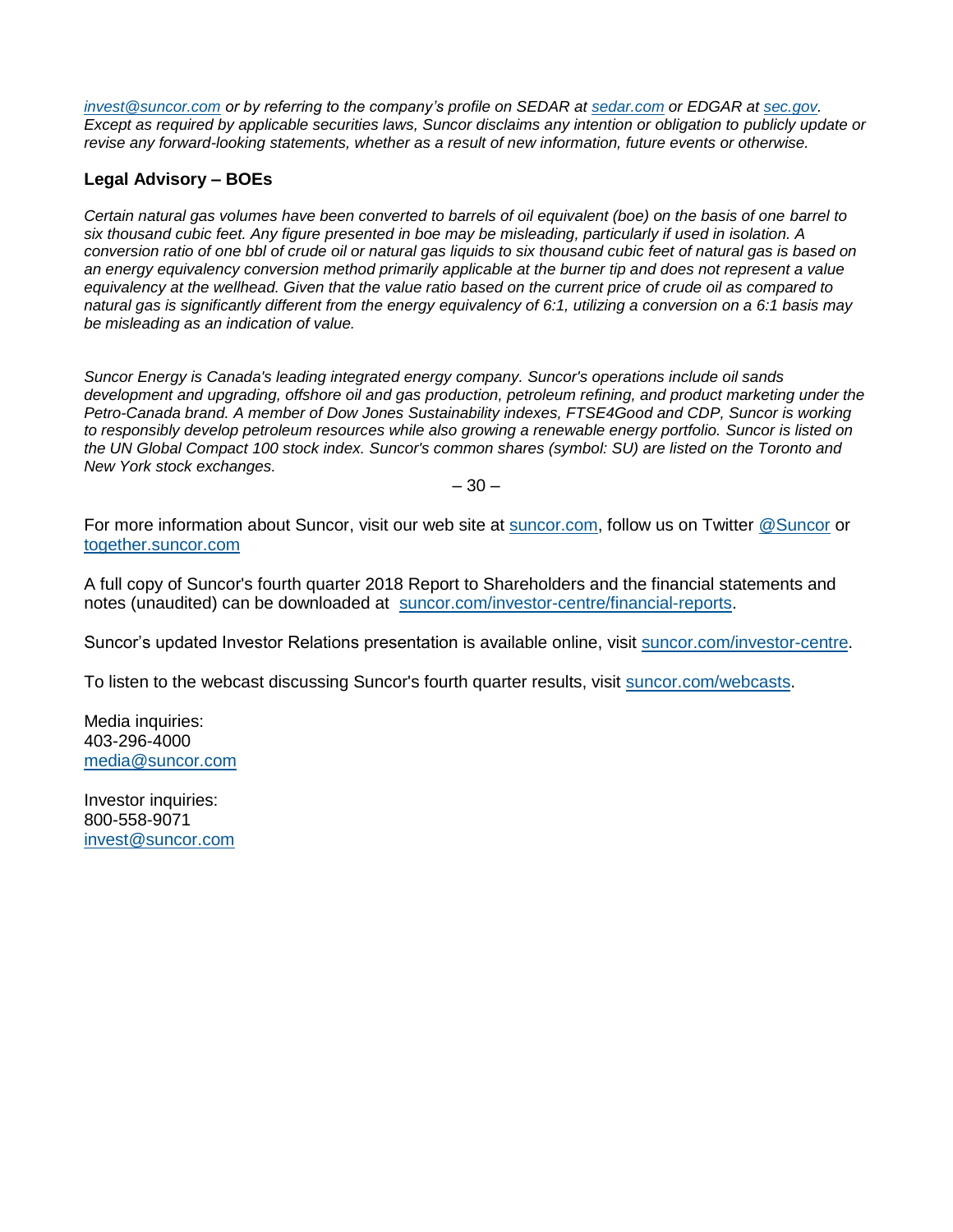*invest@suncor.com or by referring to the company's profile on SEDAR at sedar.com or EDGAR at sec.gov. Except as required by applicable securities laws, Suncor disclaims any intention or obligation to publicly update or revise any forward-looking statements, whether as a result of new information, future events or otherwise.*

## Legal Advisory – BOEs

*Certain natural gas volumes have been converted to barrels of oil equivalent (boe) on the basis of one barrel to six thousand cubic feet. Any figure presented in boe may be misleading, particularly if used in isolation. A conversion ratio of one bbl of crude oil or natural gas liquids to six thousand cubic feet of natural gas is based on an energy equivalency conversion method primarily applicable at the burner tip and does not represent a value equivalency at the wellhead. Given that the value ratio based on the current price of crude oil as compared to natural gas is significantly different from the energy equivalency of 6:1, utilizing a conversion on a 6:1 basis may be misleading as an indication of value.*

*Suncor Energy is Canada's leading integrated energy company. Suncor's operations include oil sands development and upgrading, offshore oil and gas production, petroleum refining, and product marketing under the Petro-Canada brand. A member of Dow Jones Sustainability indexes, FTSE4Good and CDP, Suncor is working to responsibly develop petroleum resources while also growing a renewable energy portfolio. Suncor is listed on the UN Global Compact 100 stock index. Suncor's common shares (symbol: SU) are listed on the Toronto and New York stock exchanges.*

– 30 –

For more information about Suncor, visit our web site at suncor.com, follow us on Twitter @Suncor or together.suncor.com

A full copy of Suncor's fourth quarter 2018 Report to Shareholders and the financial statements and notes (unaudited) can be downloaded at suncor.com/investor-centre/financial-reports.

Suncor's updated Investor Relations presentation is available online, visit suncor.com/investor-centre.

To listen to the webcast discussing Suncor's fourth quarter results, visit suncor.com/webcasts.

Media inquiries:
403-296-4000
media@suncor.com

Investor inquiries:
800-558-9071
invest@suncor.com